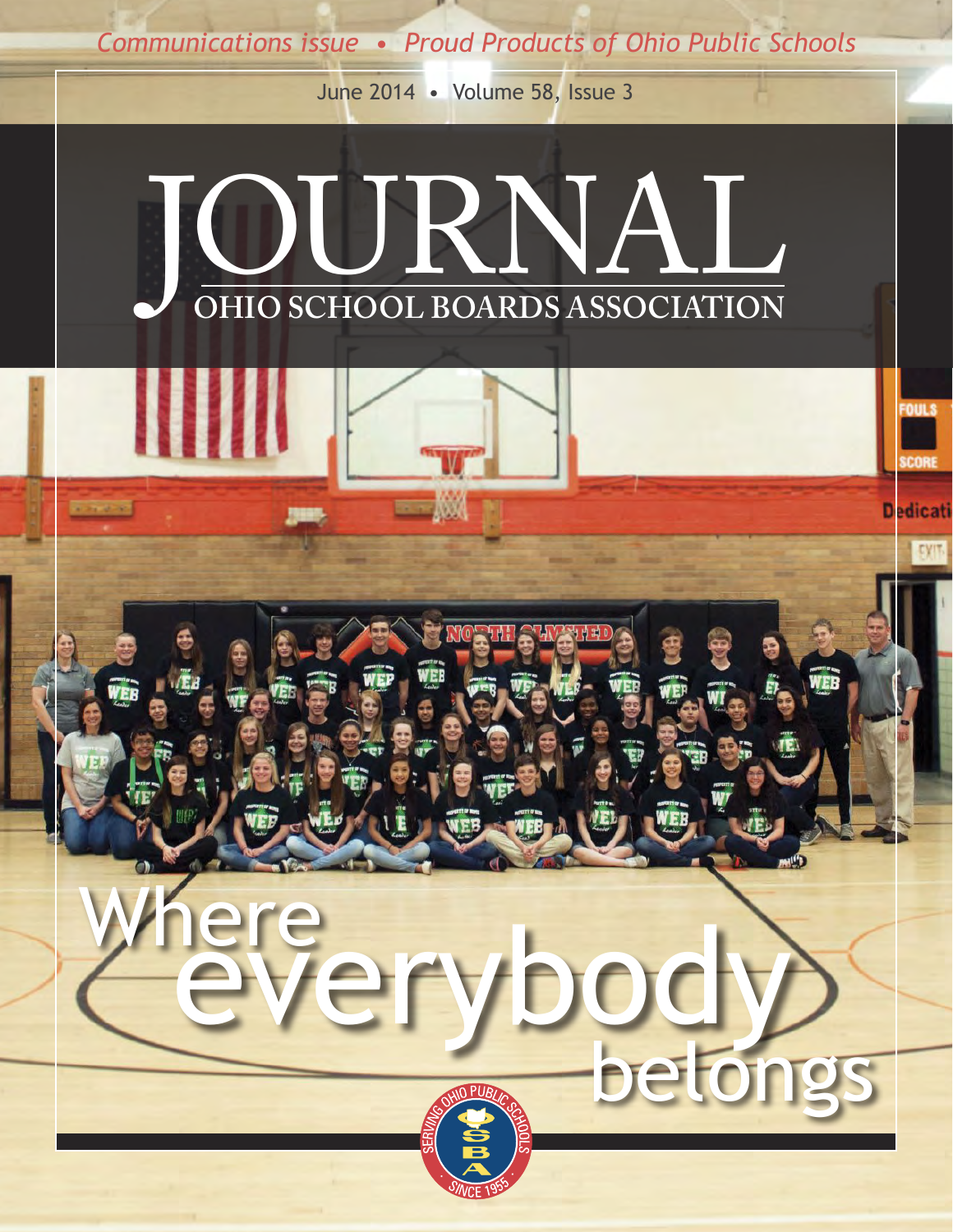*Communications issue • Proud Products of Ohio Public Schools*

June 2014 • Volume 58, Issue 3

# JOURNAL

## OHIO SCHOOL BOARDS ASSOCIATION

# Where everybody belongs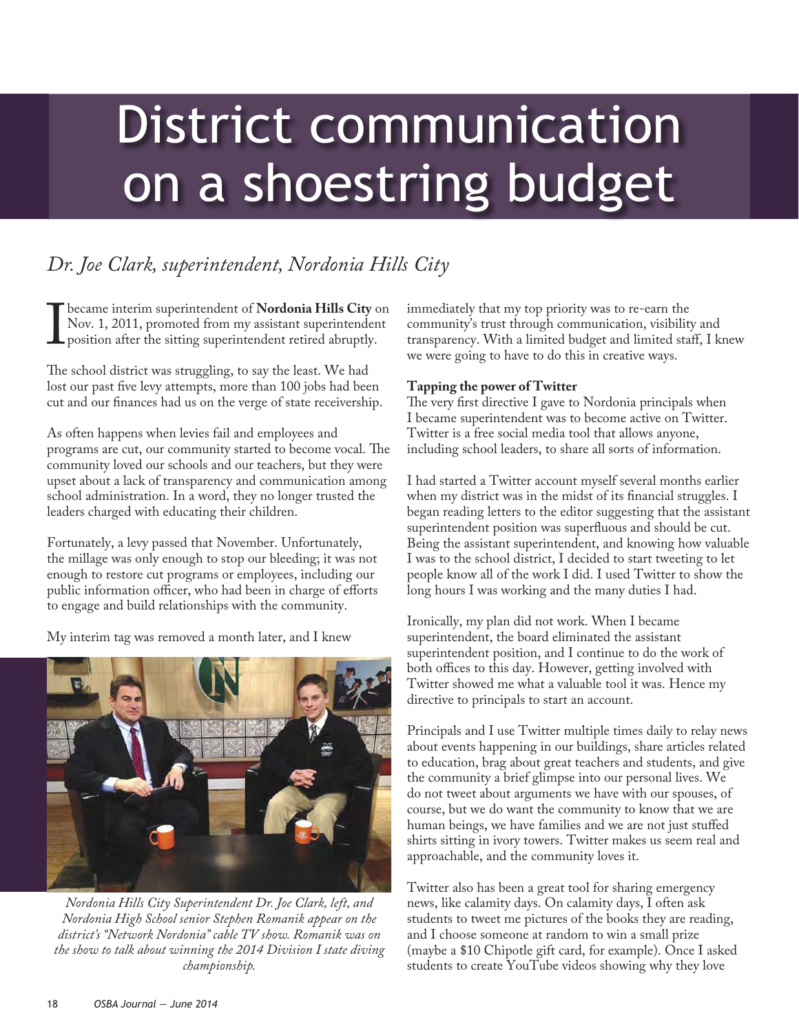# District communication on a shoestring budget

*Dr. Joe Clark, superintendent, Nordonia Hills City*

I became interim superintendent of **Nordonia Hills City** on Nov. 1, 2011, promoted from my assistant superintendent position after the sitting superintendent retired abruptly.

The school district was struggling, to say the least. We had lost our past five levy attempts, more than 100 jobs had been cut and our finances had us on the verge of state receivership.

As often happens when levies fail and employees and programs are cut, our community started to become vocal. The community loved our schools and our teachers, but they were upset about a lack of transparency and communication among school administration. In a word, they no longer trusted the leaders charged with educating their children.

Fortunately, a levy passed that November. Unfortunately, the millage was only enough to stop our bleeding; it was not enough to restore cut programs or employees, including our public information officer, who had been in charge of efforts to engage and build relationships with the community.

My interim tag was removed a month later, and I knew immediately that my top priority was to re-earn the community's trust through communication, visibility and transparency. With a limited budget and limited staff, I knew we were going to have to do this in creative ways.

*Nordonia Hills City Superintendent Dr. Joe Clark, left, and Nordonia High School senior Stephen Romanik appear on the district's "Network Nordonia" cable TV show. Romanik was on the show to talk about winning the 2014 Division I state diving championship.*

**Tapping the power of Twitter**

The very first directive I gave to Nordonia principals when I became superintendent was to become active on Twitter. Twitter is a free social media tool that allows anyone, including school leaders, to share all sorts of information.

I had started a Twitter account myself several months earlier when my district was in the midst of its financial struggles. I began reading letters to the editor suggesting that the assistant superintendent position was superfluous and should be cut. Being the assistant superintendent, and knowing how valuable I was to the school district, I decided to start tweeting to let people know all of the work I did. I used Twitter to show the long hours I was working and the many duties I had.

Ironically, my plan did not work. When I became superintendent, the board eliminated the assistant superintendent position, and I continue to do the work of both offices to this day. However, getting involved with Twitter showed me what a valuable tool it was. Hence my directive to principals to start an account.

Principals and I use Twitter multiple times daily to relay news about events happening in our buildings, share articles related to education, brag about great teachers and students, and give the community a brief glimpse into our personal lives. We do not tweet about arguments we have with our spouses, of course, but we do want the community to know that we are human beings, we have families and we are not just stuffed shirts sitting in ivory towers. Twitter makes us seem real and approachable, and the community loves it.

Twitter also has been a great tool for sharing emergency news, like calamity days. On calamity days, I often ask students to tweet me pictures of the books they are reading, and I choose someone at random to win a small prize (maybe a $10 Chipotle gift card, for example). Once I asked students to create YouTube videos showing why they love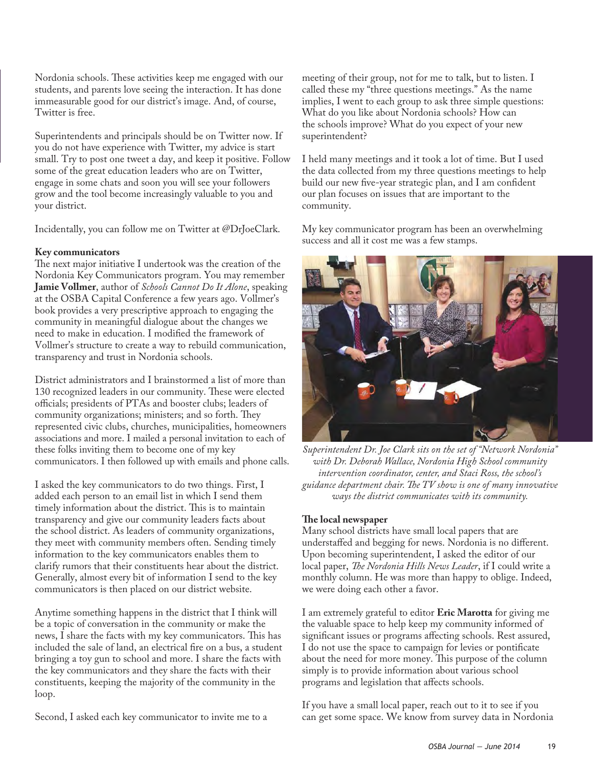Nordonia schools. These activities keep me engaged with our students, and parents love seeing the interaction. It has done immeasurable good for our district's image. And, of course, Twitter is free.

Superintendents and principals should be on Twitter now. If you do not have experience with Twitter, my advice is start small. Try to post one tweet a day, and keep it positive. Follow some of the great education leaders who are on Twitter, engage in some chats and soon you will see your followers grow and the tool become increasingly valuable to you and your district.

Incidentally, you can follow me on Twitter at @DrJoeClark.

**Key communicators**

The next major initiative I undertook was the creation of the Nordonia Key Communicators program. You may remember **Jamie Vollmer**, author of *Schools Cannot Do It Alone*, speaking at the OSBA Capital Conference a few years ago. Vollmer's book provides a very prescriptive approach to engaging the community in meaningful dialogue about the changes we need to make in education. I modified the framework of Vollmer's structure to create a way to rebuild communication, transparency and trust in Nordonia schools.

District administrators and I brainstormed a list of more than 130 recognized leaders in our community. These were elected officials; presidents of PTAs and booster clubs; leaders of community organizations; ministers; and so forth. They represented civic clubs, churches, municipalities, homeowners associations and more. I mailed a personal invitation to each of these folks inviting them to become one of my key communicators. I then followed up with emails and phone calls.

I asked the key communicators to do two things. First, I added each person to an email list in which I send them timely information about the district. This is to maintain transparency and give our community leaders facts about the school district. As leaders of community organizations, they meet with community members often. Sending timely information to the key communicators enables them to clarify rumors that their constituents hear about the district. Generally, almost every bit of information I send to the key communicators is then placed on our district website.

Anytime something happens in the district that I think will be a topic of conversation in the community or make the news, I share the facts with my key communicators. This has included the sale of land, an electrical fire on a bus, a student bringing a toy gun to school and more. I share the facts with the key communicators and they share the facts with their constituents, keeping the majority of the community in the loop.

Second, I asked each key communicator to invite me to a meeting of their group, not for me to talk, but to listen. I called these my "three questions meetings." As the name implies, I went to each group to ask three simple questions: What do you like about Nordonia schools? How can the schools improve? What do you expect of your new superintendent?

I held many meetings and it took a lot of time. But I used the data collected from my three questions meetings to help build our new five-year strategic plan, and I am confident our plan focuses on issues that are important to the community.

My key communicator program has been an overwhelming success and all it cost me was a few stamps.

*Superintendent Dr. Joe Clark sits on the set of "Network Nordonia" with Dr. Deborah Wallace, Nordonia High School community intervention coordinator, center, and Staci Ross, the school's guidance department chair. The TV show is one of many innovative ways the district communicates with its community.*

**The local newspaper**

Many school districts have small local papers that are understaffed and begging for news. Nordonia is no different. Upon becoming superintendent, I asked the editor of our local paper, *The Nordonia Hills News Leader*, if I could write a monthly column. He was more than happy to oblige. Indeed, we were doing each other a favor.

I am extremely grateful to editor **Eric Marotta** for giving me the valuable space to help keep my community informed of significant issues or programs affecting schools. Rest assured, I do not use the space to campaign for levies or pontificate about the need for more money. This purpose of the column simply is to provide information about various school programs and legislation that affects schools.

If you have a small local paper, reach out to it to see if you can get some space. We know from survey data in Nordonia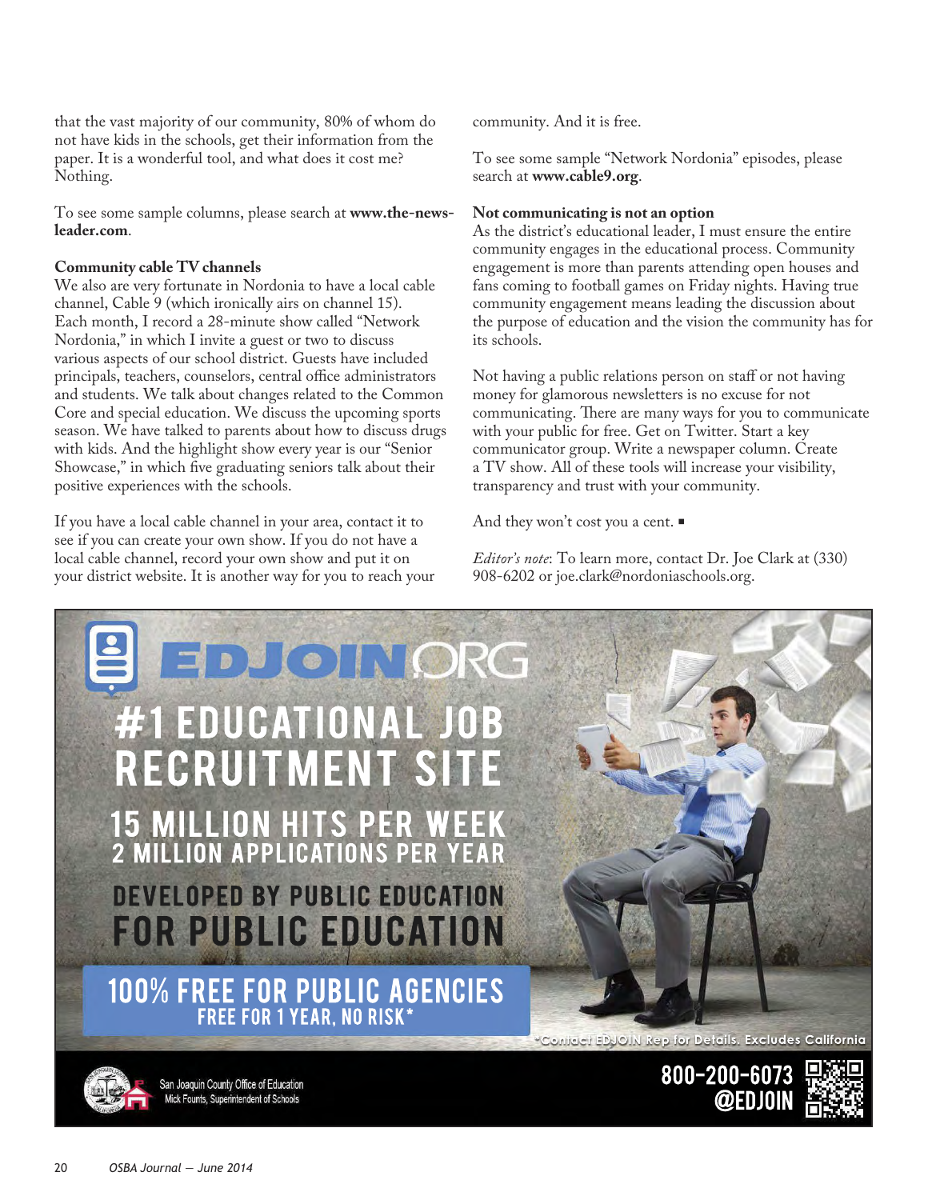that the vast majority of our community, 80% of whom do not have kids in the schools, get their information from the paper. It is a wonderful tool, and what does it cost me? Nothing.

To see some sample columns, please search at **www.the-news-leader.com**.

**Community cable TV channels**

We also are very fortunate in Nordonia to have a local cable channel, Cable 9 (which ironically airs on channel 15). Each month, I record a 28-minute show called "Network Nordonia," in which I invite a guest or two to discuss various aspects of our school district. Guests have included principals, teachers, counselors, central office administrators and students. We talk about changes related to the Common Core and special education. We discuss the upcoming sports season. We have talked to parents about how to discuss drugs with kids. And the highlight show every year is our "Senior Showcase," in which five graduating seniors talk about their positive experiences with the schools.

If you have a local cable channel in your area, contact it to see if you can create your own show. If you do not have a local cable channel, record your own show and put it on your district website. It is another way for you to reach your community. And it is free.

To see some sample "Network Nordonia" episodes, please search at **www.cable9.org**.

**Not communicating is not an option**

As the district's educational leader, I must ensure the entire community engages in the educational process. Community engagement is more than parents attending open houses and fans coming to football games on Friday nights. Having true community engagement means leading the discussion about the purpose of education and the vision the community has for its schools.

Not having a public relations person on staff or not having money for glamorous newsletters is no excuse for not communicating. There are many ways for you to communicate with your public for free. Get on Twitter. Start a key communicator group. Write a newspaper column. Create a TV show. All of these tools will increase your visibility, transparency and trust with your community.

And they won't cost you a cent. ■

*Editor's note*: To learn more, contact Dr. Joe Clark at (330) 908-6202 or joe.clark@nordoniaschools.org.

EDJOIN.ORG

#1 EDUCATIONAL JOB RECRUITMENT SITE

15 MILLION HITS PER WEEK
2 MILLION APPLICATIONS PER YEAR

DEVELOPED BY PUBLIC EDUCATION FOR PUBLIC EDUCATION

100% FREE FOR PUBLIC AGENCIES
FREE FOR 1 YEAR, NO RISK*

*Contact EDJOIN Rep for Details. Excludes California

San Joaquin County Office of Education
Mick Founts, Superintendent of Schools

800-200-6073
@EDJOIN